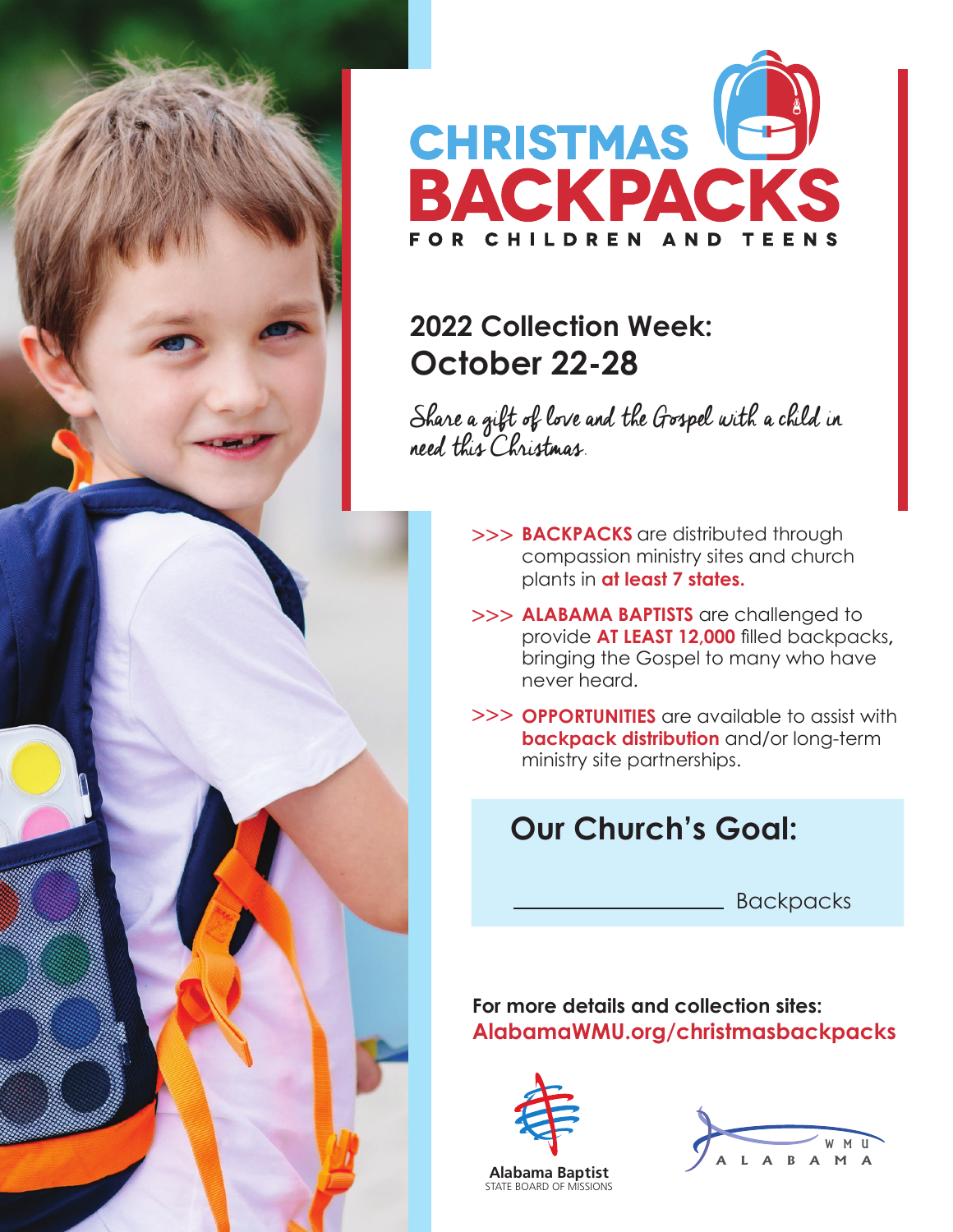# CHRISTMAS BACKPACKS

FOR CHILDREN AND TEENS

## 2022 Collection Week:
## October 22-28

*Share a gift of love and the Gospel with a child in need this Christmas.*

- >>> **BACKPACKS** are distributed through compassion ministry sites and church plants in **at least 7 states.**
- >>> **ALABAMA BAPTISTS** are challenged to provide **AT LEAST 12,000** filled backpacks, bringing the Gospel to many who have never heard.
- >>> **OPPORTUNITIES** are available to assist with **backpack distribution** and/or long-term ministry site partnerships.

## Our Church's Goal:

________________ Backpacks

**For more details and collection sites:**
**AlabamaWMU.org/christmasbackpacks**

Alabama Baptist
STATE BOARD OF MISSIONS

WMU ALABAMA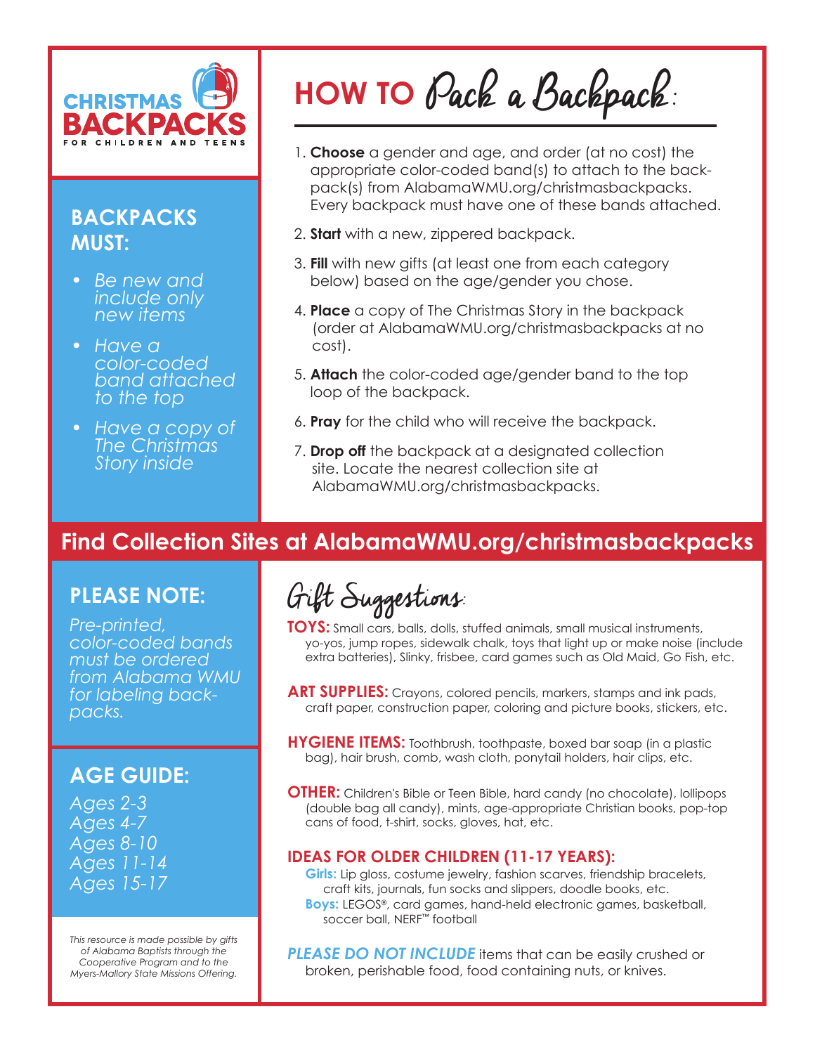**CHRISTMAS BACKPACKS**

FOR CHILDREN AND TEENS

## BACKPACKS MUST:

- *Be new and include only new items*
- *Have a color-coded band attached to the top*
- *Have a copy of The Christmas Story inside*

# HOW TO Pack a Backpack:

1. **Choose** a gender and age, and order (at no cost) the appropriate color-coded band(s) to attach to the backpack(s) from AlabamaWMU.org/christmasbackpacks. Every backpack must have one of these bands attached.
2. **Start** with a new, zippered backpack.
3. **Fill** with new gifts (at least one from each category below) based on the age/gender you chose.
4. **Place** a copy of The Christmas Story in the backpack (order at AlabamaWMU.org/christmasbackpacks at no cost).
5. **Attach** the color-coded age/gender band to the top loop of the backpack.
6. **Pray** for the child who will receive the backpack.
7. **Drop off** the backpack at a designated collection site. Locate the nearest collection site at AlabamaWMU.org/christmasbackpacks.

## Find Collection Sites at AlabamaWMU.org/christmasbackpacks

## PLEASE NOTE:

*Pre-printed, color-coded bands must be ordered from Alabama WMU for labeling backpacks.*

## AGE GUIDE:

*Ages 2-3*
*Ages 4-7*
*Ages 8-10*
*Ages 11-14*
*Ages 15-17*

*This resource is made possible by gifts of Alabama Baptists through the Cooperative Program and to the Myers-Mallory State Missions Offering.*

## Gift Suggestions:

**TOYS:** Small cars, balls, dolls, stuffed animals, small musical instruments, yo-yos, jump ropes, sidewalk chalk, toys that light up or make noise (include extra batteries), Slinky, frisbee, card games such as Old Maid, Go Fish, etc.

**ART SUPPLIES:** Crayons, colored pencils, markers, stamps and ink pads, craft paper, construction paper, coloring and picture books, stickers, etc.

**HYGIENE ITEMS:** Toothbrush, toothpaste, boxed bar soap (in a plastic bag), hair brush, comb, wash cloth, ponytail holders, hair clips, etc.

**OTHER:** Children's Bible or Teen Bible, hard candy (no chocolate), lollipops (double bag all candy), mints, age-appropriate Christian books, pop-top cans of food, t-shirt, socks, gloves, hat, etc.

**IDEAS FOR OLDER CHILDREN (11-17 YEARS):**

**Girls:** Lip gloss, costume jewelry, fashion scarves, friendship bracelets, craft kits, journals, fun socks and slippers, doodle books, etc.
**Boys:** LEGOS®, card games, hand-held electronic games, basketball, soccer ball, NERF™ football

***PLEASE DO NOT INCLUDE*** items that can be easily crushed or broken, perishable food, food containing nuts, or knives.